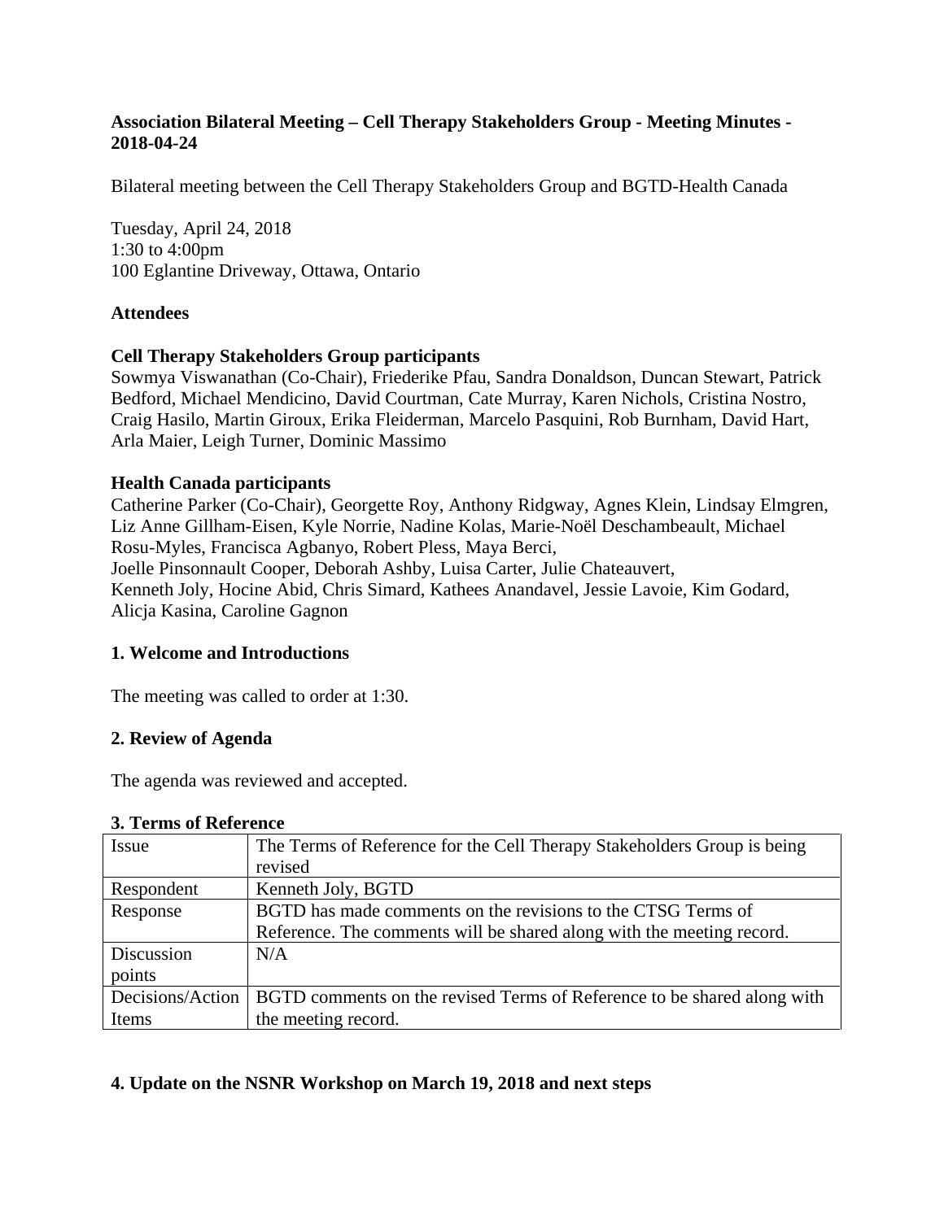**Association Bilateral Meeting – Cell Therapy Stakeholders Group - Meeting Minutes - 2018-04-24**

Bilateral meeting between the Cell Therapy Stakeholders Group and BGTD-Health Canada

Tuesday, April 24, 2018
1:30 to 4:00pm
100 Eglantine Driveway, Ottawa, Ontario

**Attendees**

**Cell Therapy Stakeholders Group participants**
Sowmya Viswanathan (Co-Chair), Friederike Pfau, Sandra Donaldson, Duncan Stewart, Patrick Bedford, Michael Mendicino, David Courtman, Cate Murray, Karen Nichols, Cristina Nostro, Craig Hasilo, Martin Giroux, Erika Fleiderman, Marcelo Pasquini, Rob Burnham, David Hart, Arla Maier, Leigh Turner, Dominic Massimo

**Health Canada participants**
Catherine Parker (Co-Chair), Georgette Roy, Anthony Ridgway, Agnes Klein, Lindsay Elmgren, Liz Anne Gillham-Eisen, Kyle Norrie, Nadine Kolas, Marie-Noël Deschambeault, Michael Rosu-Myles, Francisca Agbanyo, Robert Pless, Maya Berci,
Joelle Pinsonnault Cooper, Deborah Ashby, Luisa Carter, Julie Chateauvert,
Kenneth Joly, Hocine Abid, Chris Simard, Kathees Anandavel, Jessie Lavoie, Kim Godard, Alicja Kasina, Caroline Gagnon

**1. Welcome and Introductions**

The meeting was called to order at 1:30.

**2. Review of Agenda**

The agenda was reviewed and accepted.

**3. Terms of Reference**

| Issue | The Terms of Reference for the Cell Therapy Stakeholders Group is being revised |
|---|---|
| Respondent | Kenneth Joly, BGTD |
| Response | BGTD has made comments on the revisions to the CTSG Terms of Reference. The comments will be shared along with the meeting record. |
| Discussion points | N/A |
| Decisions/Action Items | BGTD comments on the revised Terms of Reference to be shared along with the meeting record. |

**4. Update on the NSNR Workshop on March 19, 2018 and next steps**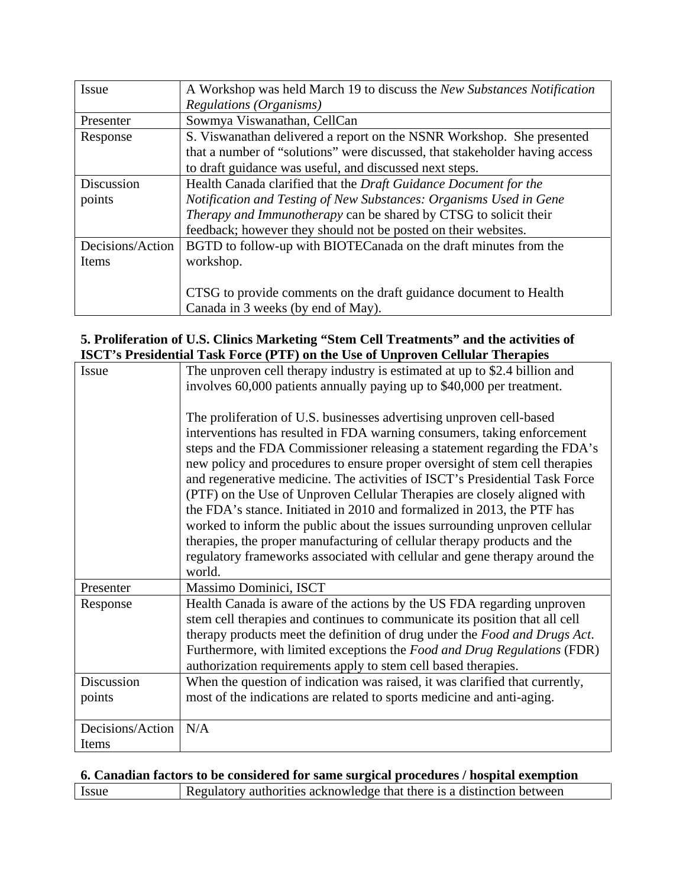| Issue | A Workshop was held March 19 to discuss the *New Substances Notification Regulations (Organisms)* |
|---|---|
| Presenter | Sowmya Viswanathan, CellCan |
| Response | S. Viswanathan delivered a report on the NSNR Workshop. She presented that a number of "solutions" were discussed, that stakeholder having access to draft guidance was useful, and discussed next steps. |
| Discussion points | Health Canada clarified that the *Draft Guidance Document for the Notification and Testing of New Substances: Organisms Used in Gene Therapy and Immunotherapy* can be shared by CTSG to solicit their feedback; however they should not be posted on their websites. |
| Decisions/Action Items | BGTD to follow-up with BIOTECanada on the draft minutes from the workshop.<br><br>CTSG to provide comments on the draft guidance document to Health Canada in 3 weeks (by end of May). |

**5. Proliferation of U.S. Clinics Marketing "Stem Cell Treatments" and the activities of ISCT's Presidential Task Force (PTF) on the Use of Unproven Cellular Therapies**

| Issue | The unproven cell therapy industry is estimated at up to $2.4 billion and involves 60,000 patients annually paying up to $40,000 per treatment.<br><br>The proliferation of U.S. businesses advertising unproven cell-based interventions has resulted in FDA warning consumers, taking enforcement steps and the FDA Commissioner releasing a statement regarding the FDA's new policy and procedures to ensure proper oversight of stem cell therapies and regenerative medicine. The activities of ISCT's Presidential Task Force (PTF) on the Use of Unproven Cellular Therapies are closely aligned with the FDA's stance. Initiated in 2010 and formalized in 2013, the PTF has worked to inform the public about the issues surrounding unproven cellular therapies, the proper manufacturing of cellular therapy products and the regulatory frameworks associated with cellular and gene therapy around the world. |
|---|---|
| Presenter | Massimo Dominici, ISCT |
| Response | Health Canada is aware of the actions by the US FDA regarding unproven stem cell therapies and continues to communicate its position that all cell therapy products meet the definition of drug under the *Food and Drugs Act*. Furthermore, with limited exceptions the *Food and Drug Regulations* (FDR) authorization requirements apply to stem cell based therapies. |
| Discussion points | When the question of indication was raised, it was clarified that currently, most of the indications are related to sports medicine and anti-aging. |
| Decisions/Action Items | N/A |

**6. Canadian factors to be considered for same surgical procedures / hospital exemption**

| Issue | Regulatory authorities acknowledge that there is a distinction between |
|---|---|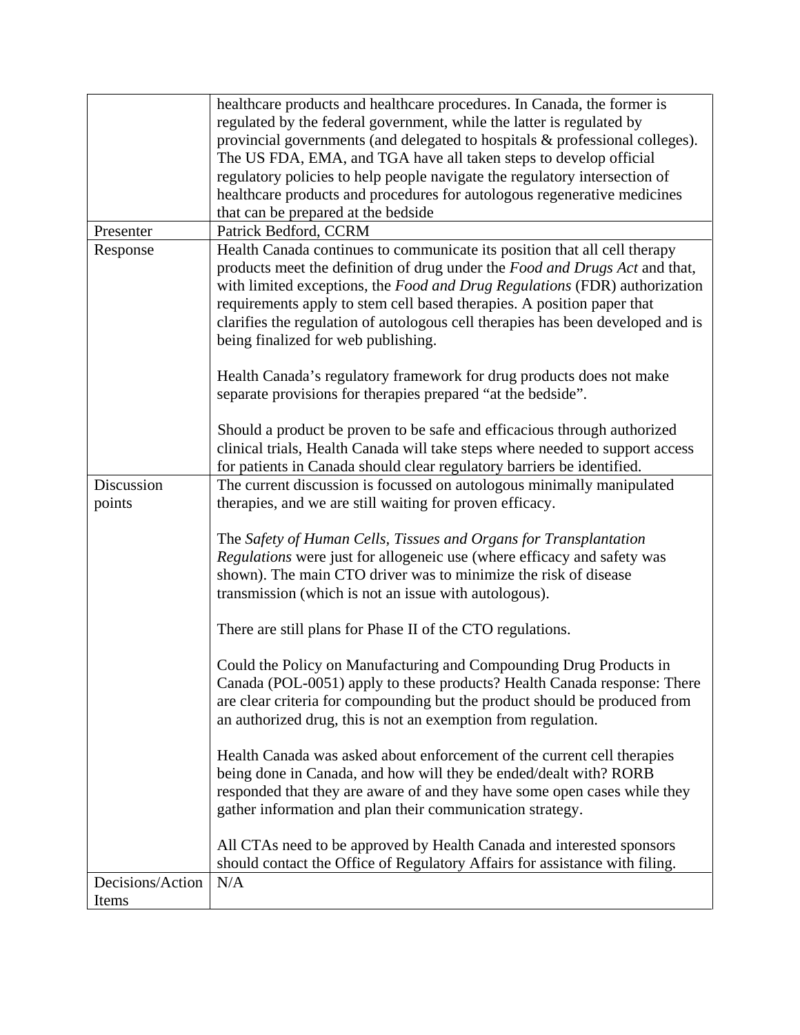| | |
|---|---|
| | healthcare products and healthcare procedures. In Canada, the former is regulated by the federal government, while the latter is regulated by provincial governments (and delegated to hospitals & professional colleges). The US FDA, EMA, and TGA have all taken steps to develop official regulatory policies to help people navigate the regulatory intersection of healthcare products and procedures for autologous regenerative medicines that can be prepared at the bedside |
| Presenter | Patrick Bedford, CCRM |
| Response | Health Canada continues to communicate its position that all cell therapy products meet the definition of drug under the *Food and Drugs Act* and that, with limited exceptions, the *Food and Drug Regulations* (FDR) authorization requirements apply to stem cell based therapies. A position paper that clarifies the regulation of autologous cell therapies has been developed and is being finalized for web publishing.<br><br>Health Canada's regulatory framework for drug products does not make separate provisions for therapies prepared "at the bedside".<br><br>Should a product be proven to be safe and efficacious through authorized clinical trials, Health Canada will take steps where needed to support access for patients in Canada should clear regulatory barriers be identified. |
| Discussion points | The current discussion is focussed on autologous minimally manipulated therapies, and we are still waiting for proven efficacy.<br><br>The *Safety of Human Cells, Tissues and Organs for Transplantation Regulations* were just for allogeneic use (where efficacy and safety was shown). The main CTO driver was to minimize the risk of disease transmission (which is not an issue with autologous).<br><br>There are still plans for Phase II of the CTO regulations.<br><br>Could the Policy on Manufacturing and Compounding Drug Products in Canada (POL-0051) apply to these products? Health Canada response: There are clear criteria for compounding but the product should be produced from an authorized drug, this is not an exemption from regulation.<br><br>Health Canada was asked about enforcement of the current cell therapies being done in Canada, and how will they be ended/dealt with? RORB responded that they are aware of and they have some open cases while they gather information and plan their communication strategy.<br><br>All CTAs need to be approved by Health Canada and interested sponsors should contact the Office of Regulatory Affairs for assistance with filing. |
| Decisions/Action Items | N/A |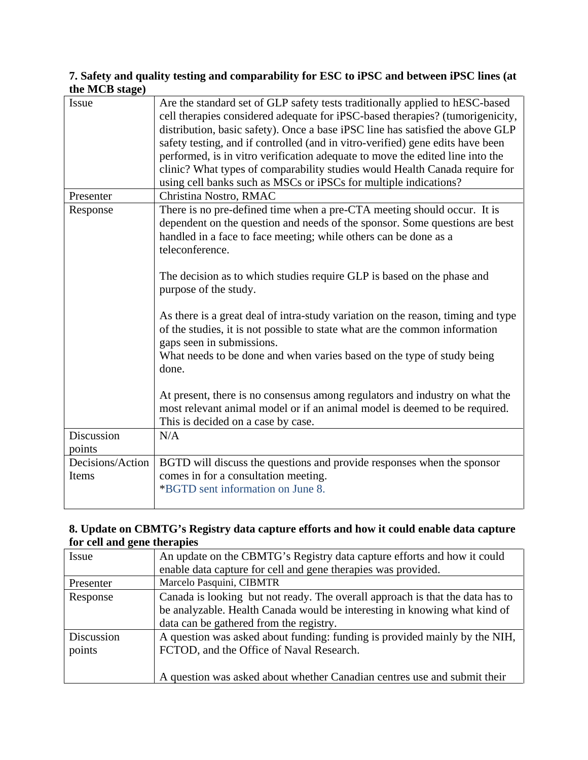### 7. Safety and quality testing and comparability for ESC to iPSC and between iPSC lines (at the MCB stage)

| | |
|---|---|
| Issue | Are the standard set of GLP safety tests traditionally applied to hESC-based cell therapies considered adequate for iPSC-based therapies? (tumorigenicity, distribution, basic safety). Once a base iPSC line has satisfied the above GLP safety testing, and if controlled (and in vitro-verified) gene edits have been performed, is in vitro verification adequate to move the edited line into the clinic? What types of comparability studies would Health Canada require for using cell banks such as MSCs or iPSCs for multiple indications? |
| Presenter | Christina Nostro, RMAC |
| Response | There is no pre-defined time when a pre-CTA meeting should occur. It is dependent on the question and needs of the sponsor. Some questions are best handled in a face to face meeting; while others can be done as a teleconference.<br><br>The decision as to which studies require GLP is based on the phase and purpose of the study.<br><br>As there is a great deal of intra-study variation on the reason, timing and type of the studies, it is not possible to state what are the common information gaps seen in submissions.<br>What needs to be done and when varies based on the type of study being done.<br><br>At present, there is no consensus among regulators and industry on what the most relevant animal model or if an animal model is deemed to be required. This is decided on a case by case. |
| Discussion points | N/A |
| Decisions/Action Items | BGTD will discuss the questions and provide responses when the sponsor comes in for a consultation meeting.<br>*BGTD sent information on June 8. |

### 8. Update on CBMTG's Registry data capture efforts and how it could enable data capture for cell and gene therapies

| | |
|---|---|
| Issue | An update on the CBMTG's Registry data capture efforts and how it could enable data capture for cell and gene therapies was provided. |
| Presenter | Marcelo Pasquini, CIBMTR |
| Response | Canada is looking but not ready. The overall approach is that the data has to be analyzable. Health Canada would be interesting in knowing what kind of data can be gathered from the registry. |
| Discussion points | A question was asked about funding: funding is provided mainly by the NIH, FCTOD, and the Office of Naval Research.<br><br>A question was asked about whether Canadian centres use and submit their |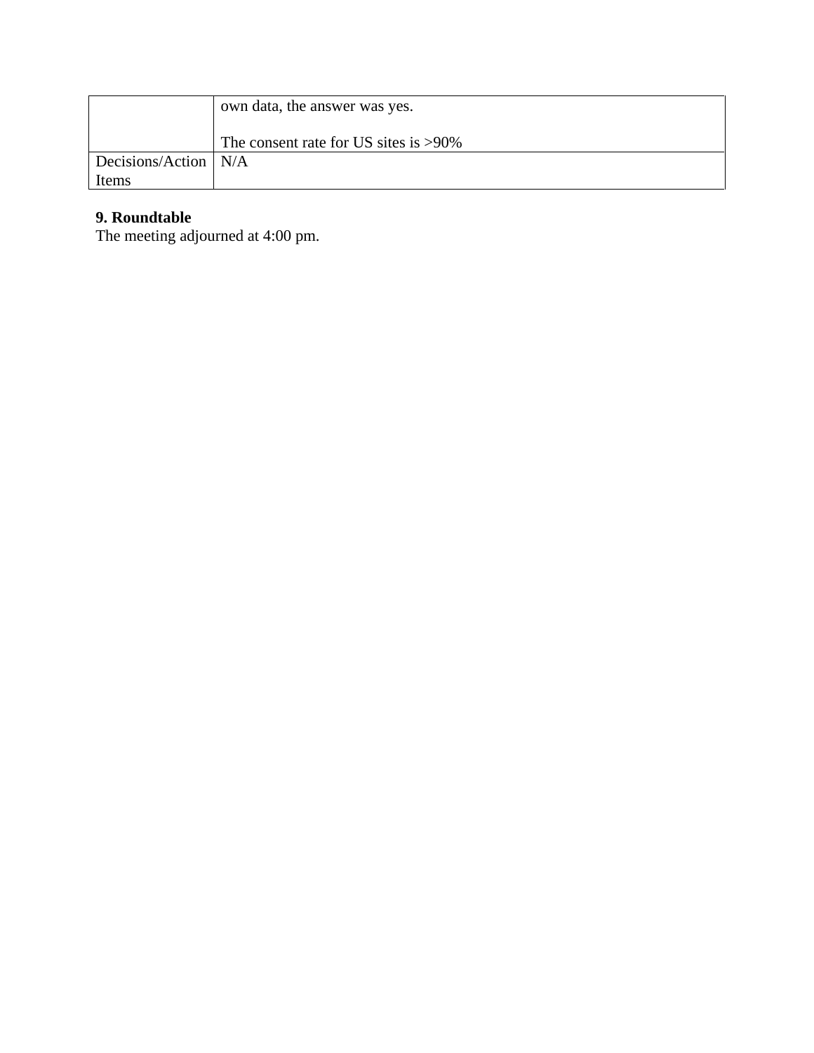| | |
|---|---|
| | own data, the answer was yes.<br><br>The consent rate for US sites is >90% |
| Decisions/Action Items | N/A |

**9. Roundtable**

The meeting adjourned at 4:00 pm.